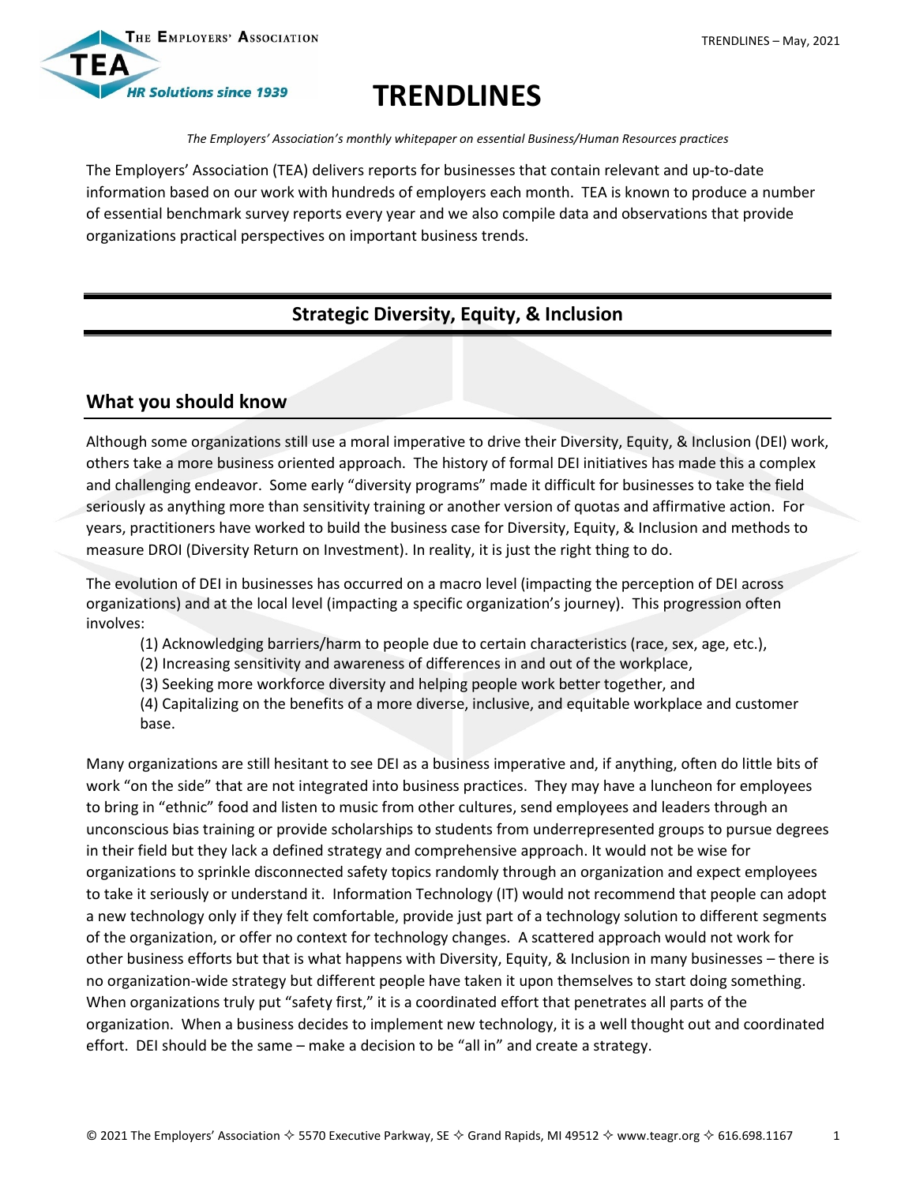# TRENDLINES

*The Employers' Association's monthly whitepaper on essential Business/Human Resources practices*

The Employers' Association (TEA) delivers reports for businesses that contain relevant and up-to-date information based on our work with hundreds of employers each month. TEA is known to produce a number of essential benchmark survey reports every year and we also compile data and observations that provide organizations practical perspectives on important business trends.

## Strategic Diversity, Equity, & Inclusion

### What you should know

Although some organizations still use a moral imperative to drive their Diversity, Equity, & Inclusion (DEI) work, others take a more business oriented approach. The history of formal DEI initiatives has made this a complex and challenging endeavor. Some early "diversity programs" made it difficult for businesses to take the field seriously as anything more than sensitivity training or another version of quotas and affirmative action. For years, practitioners have worked to build the business case for Diversity, Equity, & Inclusion and methods to measure DROI (Diversity Return on Investment). In reality, it is just the right thing to do.

The evolution of DEI in businesses has occurred on a macro level (impacting the perception of DEI across organizations) and at the local level (impacting a specific organization's journey). This progression often involves:

(1) Acknowledging barriers/harm to people due to certain characteristics (race, sex, age, etc.),
(2) Increasing sensitivity and awareness of differences in and out of the workplace,
(3) Seeking more workforce diversity and helping people work better together, and
(4) Capitalizing on the benefits of a more diverse, inclusive, and equitable workplace and customer base.

Many organizations are still hesitant to see DEI as a business imperative and, if anything, often do little bits of work "on the side" that are not integrated into business practices. They may have a luncheon for employees to bring in "ethnic" food and listen to music from other cultures, send employees and leaders through an unconscious bias training or provide scholarships to students from underrepresented groups to pursue degrees in their field but they lack a defined strategy and comprehensive approach. It would not be wise for organizations to sprinkle disconnected safety topics randomly through an organization and expect employees to take it seriously or understand it. Information Technology (IT) would not recommend that people can adopt a new technology only if they felt comfortable, provide just part of a technology solution to different segments of the organization, or offer no context for technology changes. A scattered approach would not work for other business efforts but that is what happens with Diversity, Equity, & Inclusion in many businesses – there is no organization-wide strategy but different people have taken it upon themselves to start doing something. When organizations truly put "safety first," it is a coordinated effort that penetrates all parts of the organization. When a business decides to implement new technology, it is a well thought out and coordinated effort. DEI should be the same – make a decision to be "all in" and create a strategy.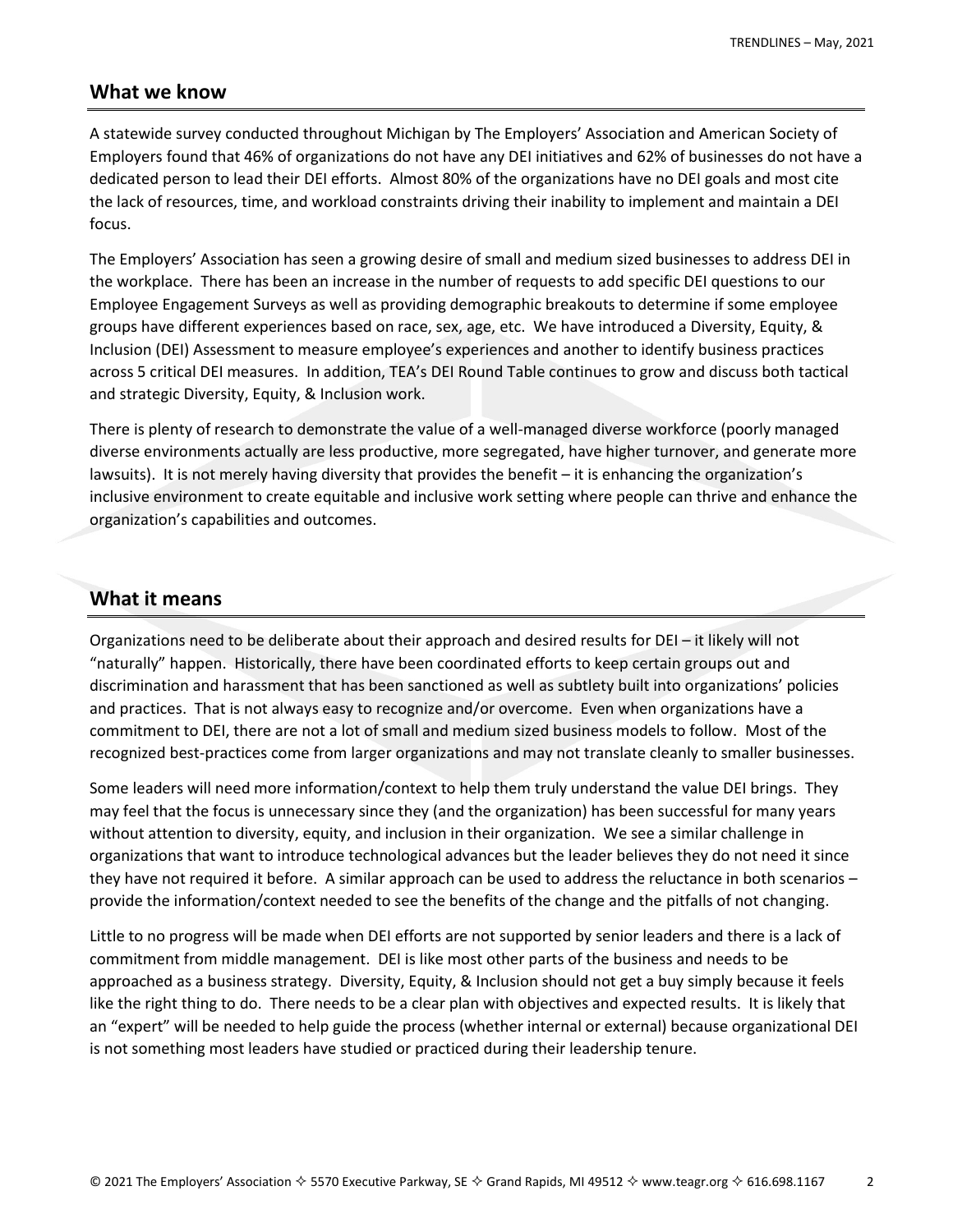## What we know

A statewide survey conducted throughout Michigan by The Employers' Association and American Society of Employers found that 46% of organizations do not have any DEI initiatives and 62% of businesses do not have a dedicated person to lead their DEI efforts. Almost 80% of the organizations have no DEI goals and most cite the lack of resources, time, and workload constraints driving their inability to implement and maintain a DEI focus.

The Employers' Association has seen a growing desire of small and medium sized businesses to address DEI in the workplace. There has been an increase in the number of requests to add specific DEI questions to our Employee Engagement Surveys as well as providing demographic breakouts to determine if some employee groups have different experiences based on race, sex, age, etc. We have introduced a Diversity, Equity, & Inclusion (DEI) Assessment to measure employee's experiences and another to identify business practices across 5 critical DEI measures. In addition, TEA's DEI Round Table continues to grow and discuss both tactical and strategic Diversity, Equity, & Inclusion work.

There is plenty of research to demonstrate the value of a well-managed diverse workforce (poorly managed diverse environments actually are less productive, more segregated, have higher turnover, and generate more lawsuits). It is not merely having diversity that provides the benefit – it is enhancing the organization's inclusive environment to create equitable and inclusive work setting where people can thrive and enhance the organization's capabilities and outcomes.

## What it means

Organizations need to be deliberate about their approach and desired results for DEI – it likely will not "naturally" happen. Historically, there have been coordinated efforts to keep certain groups out and discrimination and harassment that has been sanctioned as well as subtlety built into organizations' policies and practices. That is not always easy to recognize and/or overcome. Even when organizations have a commitment to DEI, there are not a lot of small and medium sized business models to follow. Most of the recognized best-practices come from larger organizations and may not translate cleanly to smaller businesses.

Some leaders will need more information/context to help them truly understand the value DEI brings. They may feel that the focus is unnecessary since they (and the organization) has been successful for many years without attention to diversity, equity, and inclusion in their organization. We see a similar challenge in organizations that want to introduce technological advances but the leader believes they do not need it since they have not required it before. A similar approach can be used to address the reluctance in both scenarios – provide the information/context needed to see the benefits of the change and the pitfalls of not changing.

Little to no progress will be made when DEI efforts are not supported by senior leaders and there is a lack of commitment from middle management. DEI is like most other parts of the business and needs to be approached as a business strategy. Diversity, Equity, & Inclusion should not get a buy simply because it feels like the right thing to do. There needs to be a clear plan with objectives and expected results. It is likely that an "expert" will be needed to help guide the process (whether internal or external) because organizational DEI is not something most leaders have studied or practiced during their leadership tenure.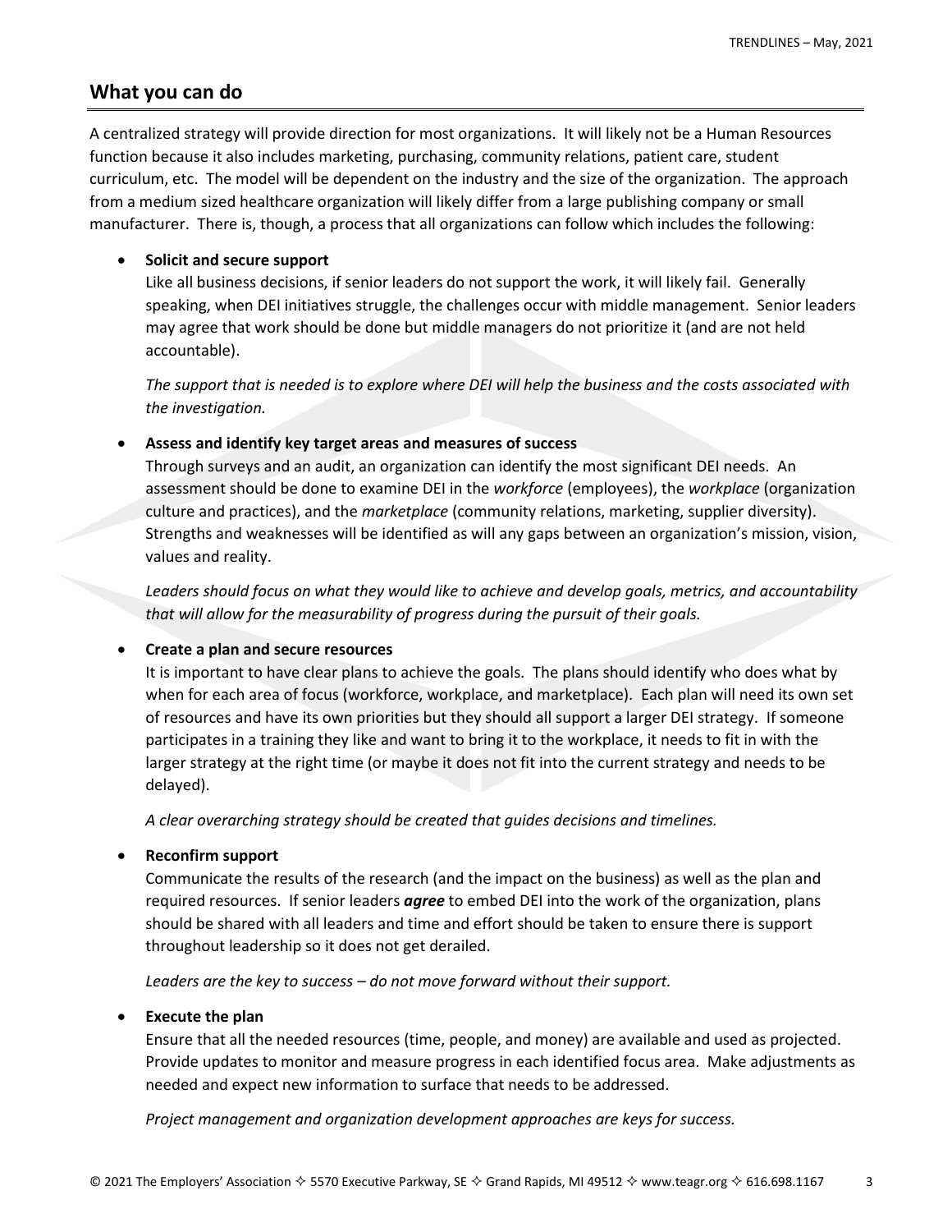## What you can do

A centralized strategy will provide direction for most organizations. It will likely not be a Human Resources function because it also includes marketing, purchasing, community relations, patient care, student curriculum, etc. The model will be dependent on the industry and the size of the organization. The approach from a medium sized healthcare organization will likely differ from a large publishing company or small manufacturer. There is, though, a process that all organizations can follow which includes the following:

- **Solicit and secure support**

  Like all business decisions, if senior leaders do not support the work, it will likely fail. Generally speaking, when DEI initiatives struggle, the challenges occur with middle management. Senior leaders may agree that work should be done but middle managers do not prioritize it (and are not held accountable).

  *The support that is needed is to explore where DEI will help the business and the costs associated with the investigation.*

- **Assess and identify key target areas and measures of success**

  Through surveys and an audit, an organization can identify the most significant DEI needs. An assessment should be done to examine DEI in the *workforce* (employees), the *workplace* (organization culture and practices), and the *marketplace* (community relations, marketing, supplier diversity). Strengths and weaknesses will be identified as will any gaps between an organization's mission, vision, values and reality.

  *Leaders should focus on what they would like to achieve and develop goals, metrics, and accountability that will allow for the measurability of progress during the pursuit of their goals.*

- **Create a plan and secure resources**

  It is important to have clear plans to achieve the goals. The plans should identify who does what by when for each area of focus (workforce, workplace, and marketplace). Each plan will need its own set of resources and have its own priorities but they should all support a larger DEI strategy. If someone participates in a training they like and want to bring it to the workplace, it needs to fit in with the larger strategy at the right time (or maybe it does not fit into the current strategy and needs to be delayed).

  *A clear overarching strategy should be created that guides decisions and timelines.*

- **Reconfirm support**

  Communicate the results of the research (and the impact on the business) as well as the plan and required resources. If senior leaders ***agree*** to embed DEI into the work of the organization, plans should be shared with all leaders and time and effort should be taken to ensure there is support throughout leadership so it does not get derailed.

  *Leaders are the key to success – do not move forward without their support.*

- **Execute the plan**

  Ensure that all the needed resources (time, people, and money) are available and used as projected. Provide updates to monitor and measure progress in each identified focus area. Make adjustments as needed and expect new information to surface that needs to be addressed.

  *Project management and organization development approaches are keys for success.*

© 2021 The Employers' Association ✧ 5570 Executive Parkway, SE ✧ Grand Rapids, MI 49512 ✧ www.teagr.org ✧ 616.698.1167